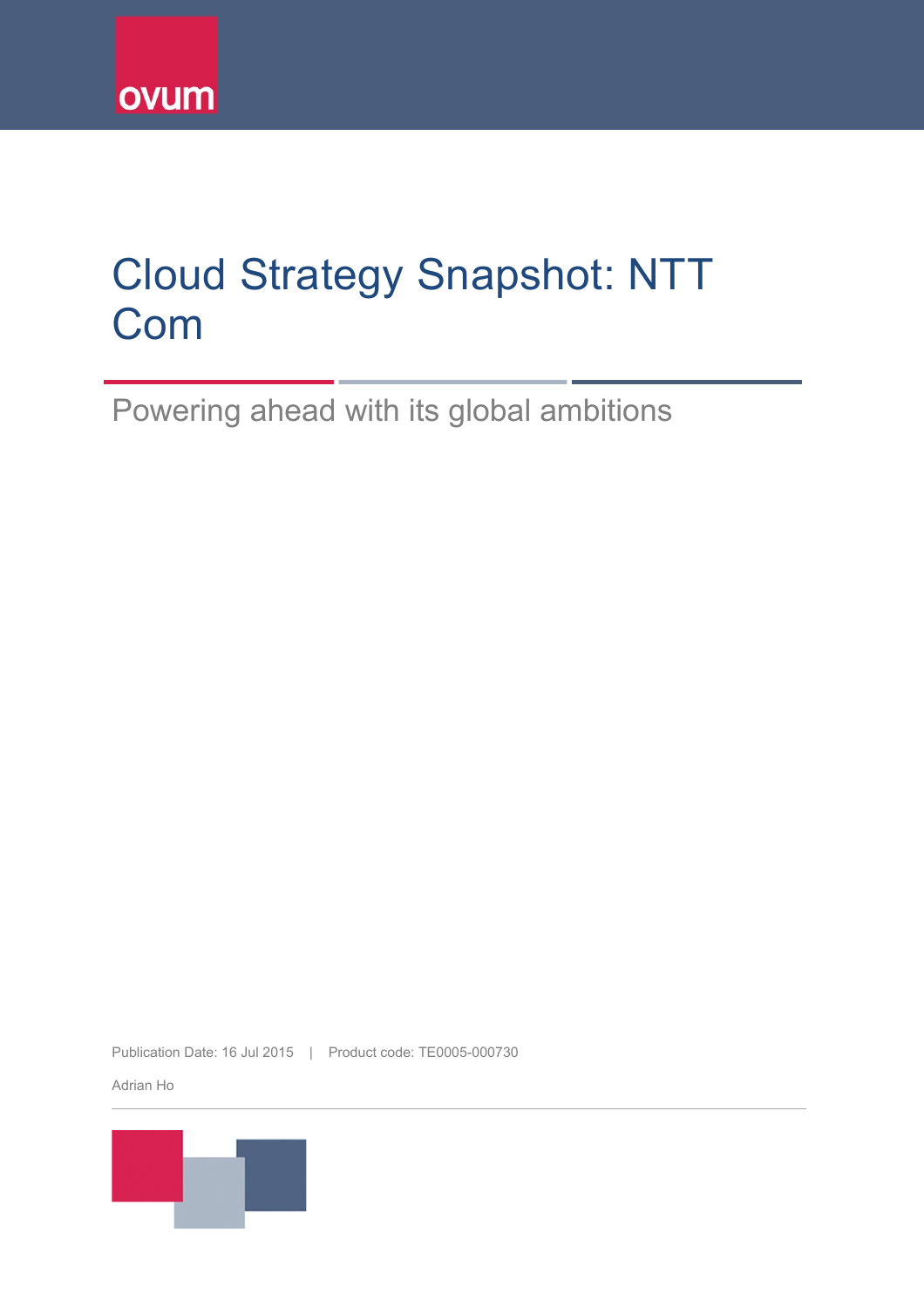ovum

# Cloud Strategy Snapshot: NTT Com

## Powering ahead with its global ambitions

Publication Date: 16 Jul 2015 | Product code: TE0005-000730

Adrian Ho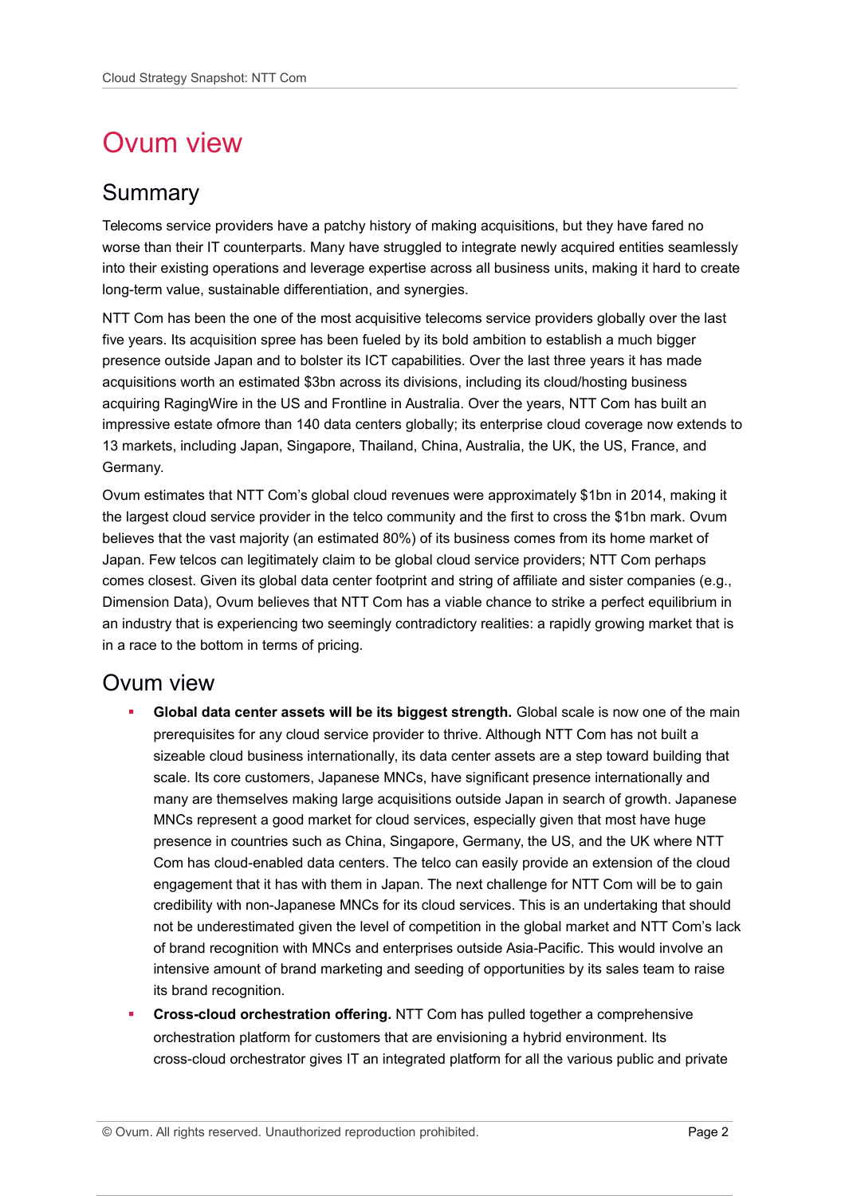# Ovum view

## Summary

Telecoms service providers have a patchy history of making acquisitions, but they have fared no worse than their IT counterparts. Many have struggled to integrate newly acquired entities seamlessly into their existing operations and leverage expertise across all business units, making it hard to create long-term value, sustainable differentiation, and synergies.

NTT Com has been the one of the most acquisitive telecoms service providers globally over the last five years. Its acquisition spree has been fueled by its bold ambition to establish a much bigger presence outside Japan and to bolster its ICT capabilities. Over the last three years it has made acquisitions worth an estimated $3bn across its divisions, including its cloud/hosting business acquiring RagingWire in the US and Frontline in Australia. Over the years, NTT Com has built an impressive estate ofmore than 140 data centers globally; its enterprise cloud coverage now extends to 13 markets, including Japan, Singapore, Thailand, China, Australia, the UK, the US, France, and Germany.

Ovum estimates that NTT Com's global cloud revenues were approximately $1bn in 2014, making it the largest cloud service provider in the telco community and the first to cross the $1bn mark. Ovum believes that the vast majority (an estimated 80%) of its business comes from its home market of Japan. Few telcos can legitimately claim to be global cloud service providers; NTT Com perhaps comes closest. Given its global data center footprint and string of affiliate and sister companies (e.g., Dimension Data), Ovum believes that NTT Com has a viable chance to strike a perfect equilibrium in an industry that is experiencing two seemingly contradictory realities: a rapidly growing market that is in a race to the bottom in terms of pricing.

## Ovum view

- **Global data center assets will be its biggest strength.** Global scale is now one of the main prerequisites for any cloud service provider to thrive. Although NTT Com has not built a sizeable cloud business internationally, its data center assets are a step toward building that scale. Its core customers, Japanese MNCs, have significant presence internationally and many are themselves making large acquisitions outside Japan in search of growth. Japanese MNCs represent a good market for cloud services, especially given that most have huge presence in countries such as China, Singapore, Germany, the US, and the UK where NTT Com has cloud-enabled data centers. The telco can easily provide an extension of the cloud engagement that it has with them in Japan. The next challenge for NTT Com will be to gain credibility with non-Japanese MNCs for its cloud services. This is an undertaking that should not be underestimated given the level of competition in the global market and NTT Com's lack of brand recognition with MNCs and enterprises outside Asia-Pacific. This would involve an intensive amount of brand marketing and seeding of opportunities by its sales team to raise its brand recognition.
- **Cross-cloud orchestration offering.** NTT Com has pulled together a comprehensive orchestration platform for customers that are envisioning a hybrid environment. Its cross-cloud orchestrator gives IT an integrated platform for all the various public and private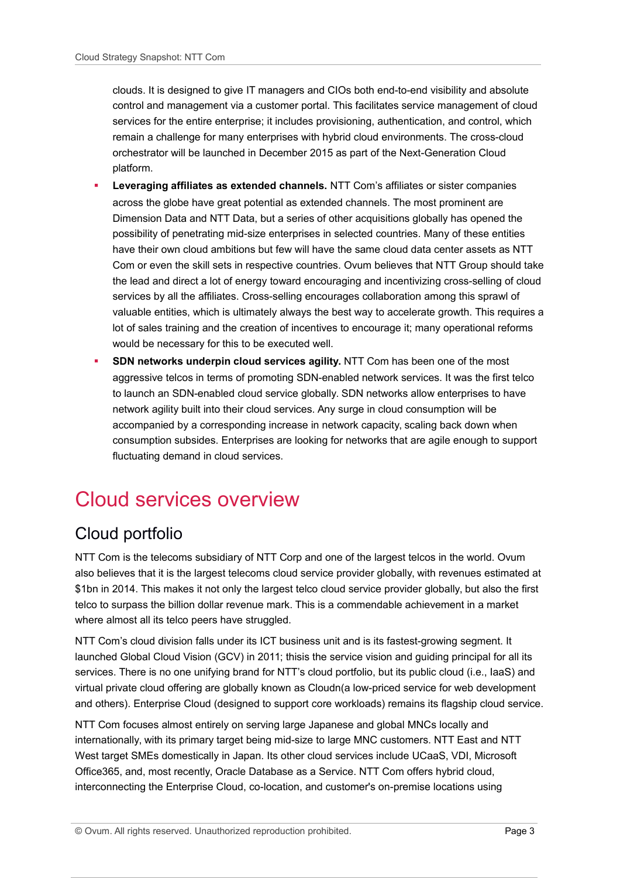clouds. It is designed to give IT managers and CIOs both end-to-end visibility and absolute control and management via a customer portal. This facilitates service management of cloud services for the entire enterprise; it includes provisioning, authentication, and control, which remain a challenge for many enterprises with hybrid cloud environments. The cross-cloud orchestrator will be launched in December 2015 as part of the Next-Generation Cloud platform.

- **Leveraging affiliates as extended channels.** NTT Com's affiliates or sister companies across the globe have great potential as extended channels. The most prominent are Dimension Data and NTT Data, but a series of other acquisitions globally has opened the possibility of penetrating mid-size enterprises in selected countries. Many of these entities have their own cloud ambitions but few will have the same cloud data center assets as NTT Com or even the skill sets in respective countries. Ovum believes that NTT Group should take the lead and direct a lot of energy toward encouraging and incentivizing cross-selling of cloud services by all the affiliates. Cross-selling encourages collaboration among this sprawl of valuable entities, which is ultimately always the best way to accelerate growth. This requires a lot of sales training and the creation of incentives to encourage it; many operational reforms would be necessary for this to be executed well.
- **SDN networks underpin cloud services agility.** NTT Com has been one of the most aggressive telcos in terms of promoting SDN-enabled network services. It was the first telco to launch an SDN-enabled cloud service globally. SDN networks allow enterprises to have network agility built into their cloud services. Any surge in cloud consumption will be accompanied by a corresponding increase in network capacity, scaling back down when consumption subsides. Enterprises are looking for networks that are agile enough to support fluctuating demand in cloud services.

# Cloud services overview

## Cloud portfolio

NTT Com is the telecoms subsidiary of NTT Corp and one of the largest telcos in the world. Ovum also believes that it is the largest telecoms cloud service provider globally, with revenues estimated at $1bn in 2014. This makes it not only the largest telco cloud service provider globally, but also the first telco to surpass the billion dollar revenue mark. This is a commendable achievement in a market where almost all its telco peers have struggled.

NTT Com's cloud division falls under its ICT business unit and is its fastest-growing segment. It launched Global Cloud Vision (GCV) in 2011; thisis the service vision and guiding principal for all its services. There is no one unifying brand for NTT's cloud portfolio, but its public cloud (i.e., IaaS) and virtual private cloud offering are globally known as Cloudn(a low-priced service for web development and others). Enterprise Cloud (designed to support core workloads) remains its flagship cloud service.

NTT Com focuses almost entirely on serving large Japanese and global MNCs locally and internationally, with its primary target being mid-size to large MNC customers. NTT East and NTT West target SMEs domestically in Japan. Its other cloud services include UCaaS, VDI, Microsoft Office365, and, most recently, Oracle Database as a Service. NTT Com offers hybrid cloud, interconnecting the Enterprise Cloud, co-location, and customer's on-premise locations using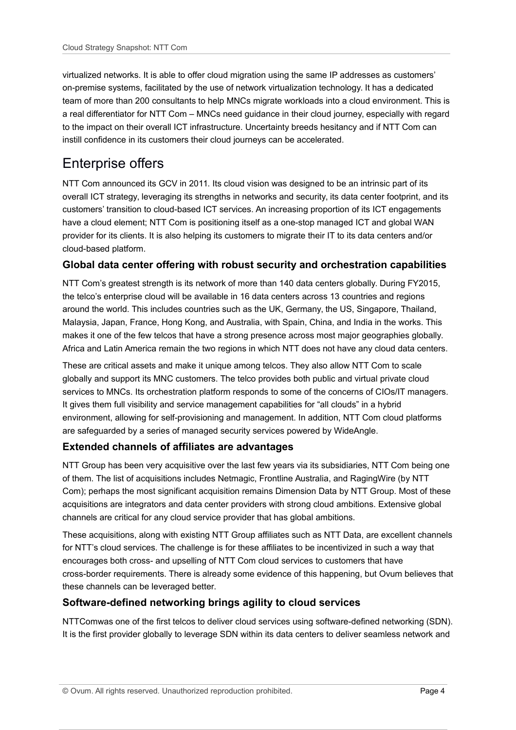virtualized networks. It is able to offer cloud migration using the same IP addresses as customers' on-premise systems, facilitated by the use of network virtualization technology. It has a dedicated team of more than 200 consultants to help MNCs migrate workloads into a cloud environment. This is a real differentiator for NTT Com – MNCs need guidance in their cloud journey, especially with regard to the impact on their overall ICT infrastructure. Uncertainty breeds hesitancy and if NTT Com can instill confidence in its customers their cloud journeys can be accelerated.

# Enterprise offers

NTT Com announced its GCV in 2011. Its cloud vision was designed to be an intrinsic part of its overall ICT strategy, leveraging its strengths in networks and security, its data center footprint, and its customers' transition to cloud-based ICT services. An increasing proportion of its ICT engagements have a cloud element; NTT Com is positioning itself as a one-stop managed ICT and global WAN provider for its clients. It is also helping its customers to migrate their IT to its data centers and/or cloud-based platform.

### Global data center offering with robust security and orchestration capabilities

NTT Com's greatest strength is its network of more than 140 data centers globally. During FY2015, the telco's enterprise cloud will be available in 16 data centers across 13 countries and regions around the world. This includes countries such as the UK, Germany, the US, Singapore, Thailand, Malaysia, Japan, France, Hong Kong, and Australia, with Spain, China, and India in the works. This makes it one of the few telcos that have a strong presence across most major geographies globally. Africa and Latin America remain the two regions in which NTT does not have any cloud data centers.

These are critical assets and make it unique among telcos. They also allow NTT Com to scale globally and support its MNC customers. The telco provides both public and virtual private cloud services to MNCs. Its orchestration platform responds to some of the concerns of CIOs/IT managers. It gives them full visibility and service management capabilities for "all clouds" in a hybrid environment, allowing for self-provisioning and management. In addition, NTT Com cloud platforms are safeguarded by a series of managed security services powered by WideAngle.

### Extended channels of affiliates are advantages

NTT Group has been very acquisitive over the last few years via its subsidiaries, NTT Com being one of them. The list of acquisitions includes Netmagic, Frontline Australia, and RagingWire (by NTT Com); perhaps the most significant acquisition remains Dimension Data by NTT Group. Most of these acquisitions are integrators and data center providers with strong cloud ambitions. Extensive global channels are critical for any cloud service provider that has global ambitions.

These acquisitions, along with existing NTT Group affiliates such as NTT Data, are excellent channels for NTT's cloud services. The challenge is for these affiliates to be incentivized in such a way that encourages both cross- and upselling of NTT Com cloud services to customers that have cross-border requirements. There is already some evidence of this happening, but Ovum believes that these channels can be leveraged better.

### Software-defined networking brings agility to cloud services

NTTComwas one of the first telcos to deliver cloud services using software-defined networking (SDN). It is the first provider globally to leverage SDN within its data centers to deliver seamless network and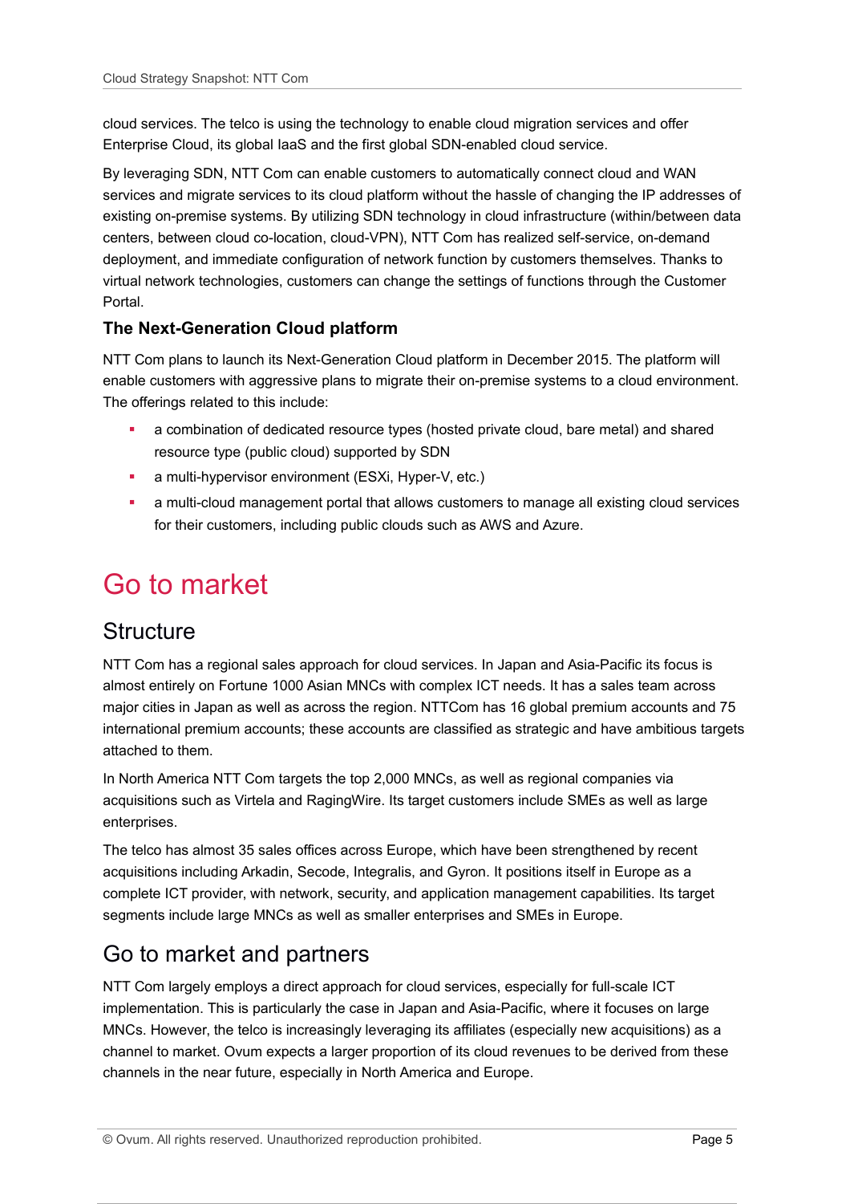cloud services. The telco is using the technology to enable cloud migration services and offer Enterprise Cloud, its global IaaS and the first global SDN-enabled cloud service.

By leveraging SDN, NTT Com can enable customers to automatically connect cloud and WAN services and migrate services to its cloud platform without the hassle of changing the IP addresses of existing on-premise systems. By utilizing SDN technology in cloud infrastructure (within/between data centers, between cloud co-location, cloud-VPN), NTT Com has realized self-service, on-demand deployment, and immediate configuration of network function by customers themselves. Thanks to virtual network technologies, customers can change the settings of functions through the Customer Portal.

### The Next-Generation Cloud platform

NTT Com plans to launch its Next-Generation Cloud platform in December 2015. The platform will enable customers with aggressive plans to migrate their on-premise systems to a cloud environment. The offerings related to this include:

- a combination of dedicated resource types (hosted private cloud, bare metal) and shared resource type (public cloud) supported by SDN
- a multi-hypervisor environment (ESXi, Hyper-V, etc.)
- a multi-cloud management portal that allows customers to manage all existing cloud services for their customers, including public clouds such as AWS and Azure.

# Go to market

## Structure

NTT Com has a regional sales approach for cloud services. In Japan and Asia-Pacific its focus is almost entirely on Fortune 1000 Asian MNCs with complex ICT needs. It has a sales team across major cities in Japan as well as across the region. NTTCom has 16 global premium accounts and 75 international premium accounts; these accounts are classified as strategic and have ambitious targets attached to them.

In North America NTT Com targets the top 2,000 MNCs, as well as regional companies via acquisitions such as Virtela and RagingWire. Its target customers include SMEs as well as large enterprises.

The telco has almost 35 sales offices across Europe, which have been strengthened by recent acquisitions including Arkadin, Secode, Integralis, and Gyron. It positions itself in Europe as a complete ICT provider, with network, security, and application management capabilities. Its target segments include large MNCs as well as smaller enterprises and SMEs in Europe.

## Go to market and partners

NTT Com largely employs a direct approach for cloud services, especially for full-scale ICT implementation. This is particularly the case in Japan and Asia-Pacific, where it focuses on large MNCs. However, the telco is increasingly leveraging its affiliates (especially new acquisitions) as a channel to market. Ovum expects a larger proportion of its cloud revenues to be derived from these channels in the near future, especially in North America and Europe.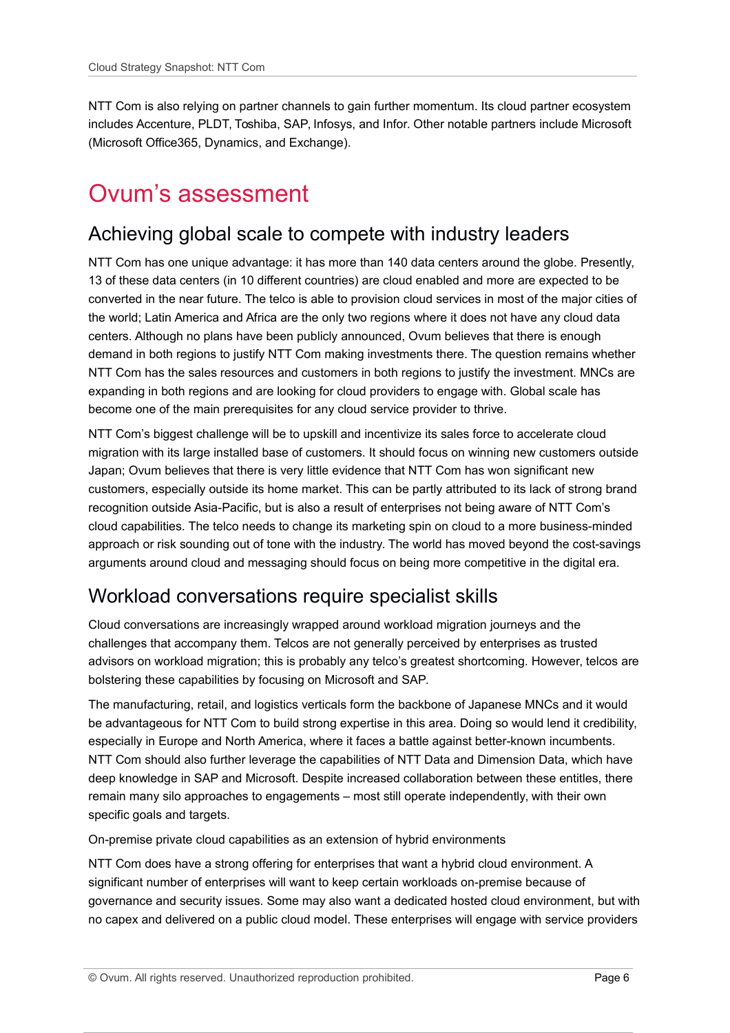NTT Com is also relying on partner channels to gain further momentum. Its cloud partner ecosystem includes Accenture, PLDT, Toshiba, SAP, Infosys, and Infor. Other notable partners include Microsoft (Microsoft Office365, Dynamics, and Exchange).

# Ovum's assessment

## Achieving global scale to compete with industry leaders

NTT Com has one unique advantage: it has more than 140 data centers around the globe. Presently, 13 of these data centers (in 10 different countries) are cloud enabled and more are expected to be converted in the near future. The telco is able to provision cloud services in most of the major cities of the world; Latin America and Africa are the only two regions where it does not have any cloud data centers. Although no plans have been publicly announced, Ovum believes that there is enough demand in both regions to justify NTT Com making investments there. The question remains whether NTT Com has the sales resources and customers in both regions to justify the investment. MNCs are expanding in both regions and are looking for cloud providers to engage with. Global scale has become one of the main prerequisites for any cloud service provider to thrive.

NTT Com's biggest challenge will be to upskill and incentivize its sales force to accelerate cloud migration with its large installed base of customers. It should focus on winning new customers outside Japan; Ovum believes that there is very little evidence that NTT Com has won significant new customers, especially outside its home market. This can be partly attributed to its lack of strong brand recognition outside Asia-Pacific, but is also a result of enterprises not being aware of NTT Com's cloud capabilities. The telco needs to change its marketing spin on cloud to a more business-minded approach or risk sounding out of tone with the industry. The world has moved beyond the cost-savings arguments around cloud and messaging should focus on being more competitive in the digital era.

## Workload conversations require specialist skills

Cloud conversations are increasingly wrapped around workload migration journeys and the challenges that accompany them. Telcos are not generally perceived by enterprises as trusted advisors on workload migration; this is probably any telco's greatest shortcoming. However, telcos are bolstering these capabilities by focusing on Microsoft and SAP.

The manufacturing, retail, and logistics verticals form the backbone of Japanese MNCs and it would be advantageous for NTT Com to build strong expertise in this area. Doing so would lend it credibility, especially in Europe and North America, where it faces a battle against better-known incumbents. NTT Com should also further leverage the capabilities of NTT Data and Dimension Data, which have deep knowledge in SAP and Microsoft. Despite increased collaboration between these entitles, there remain many silo approaches to engagements – most still operate independently, with their own specific goals and targets.

On-premise private cloud capabilities as an extension of hybrid environments

NTT Com does have a strong offering for enterprises that want a hybrid cloud environment. A significant number of enterprises will want to keep certain workloads on-premise because of governance and security issues. Some may also want a dedicated hosted cloud environment, but with no capex and delivered on a public cloud model. These enterprises will engage with service providers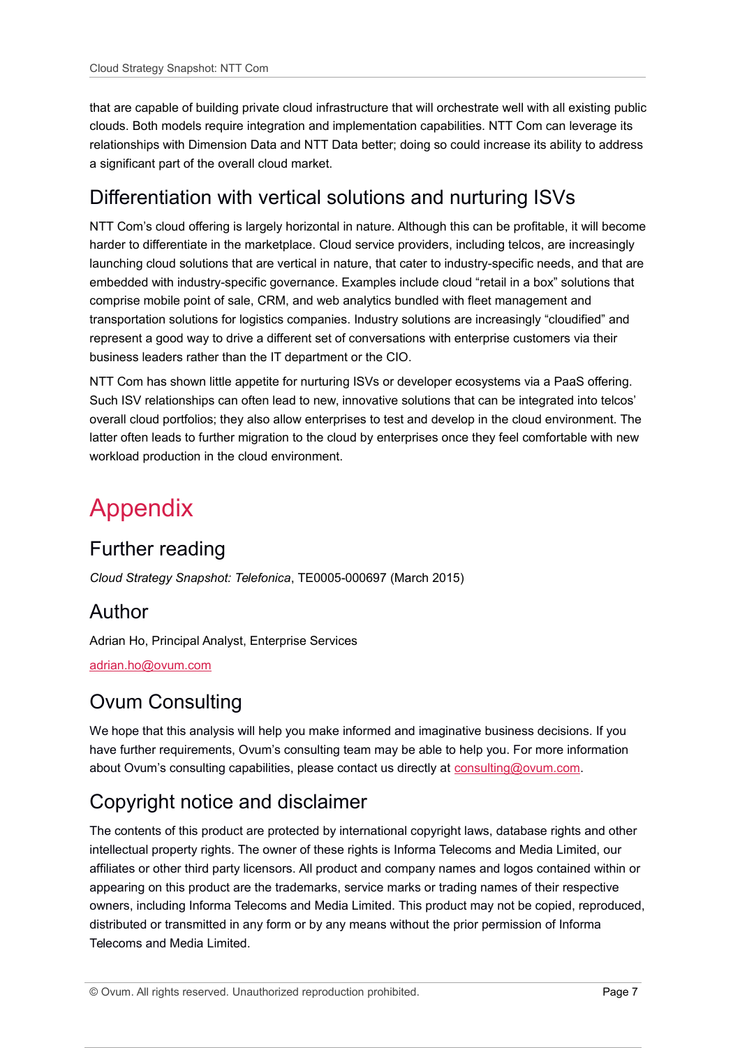that are capable of building private cloud infrastructure that will orchestrate well with all existing public clouds. Both models require integration and implementation capabilities. NTT Com can leverage its relationships with Dimension Data and NTT Data better; doing so could increase its ability to address a significant part of the overall cloud market.

## Differentiation with vertical solutions and nurturing ISVs

NTT Com's cloud offering is largely horizontal in nature. Although this can be profitable, it will become harder to differentiate in the marketplace. Cloud service providers, including telcos, are increasingly launching cloud solutions that are vertical in nature, that cater to industry-specific needs, and that are embedded with industry-specific governance. Examples include cloud "retail in a box" solutions that comprise mobile point of sale, CRM, and web analytics bundled with fleet management and transportation solutions for logistics companies. Industry solutions are increasingly "cloudified" and represent a good way to drive a different set of conversations with enterprise customers via their business leaders rather than the IT department or the CIO.

NTT Com has shown little appetite for nurturing ISVs or developer ecosystems via a PaaS offering. Such ISV relationships can often lead to new, innovative solutions that can be integrated into telcos' overall cloud portfolios; they also allow enterprises to test and develop in the cloud environment. The latter often leads to further migration to the cloud by enterprises once they feel comfortable with new workload production in the cloud environment.

# Appendix

## Further reading

*Cloud Strategy Snapshot: Telefonica*, TE0005-000697 (March 2015)

## Author

Adrian Ho, Principal Analyst, Enterprise Services

adrian.ho@ovum.com

## Ovum Consulting

We hope that this analysis will help you make informed and imaginative business decisions. If you have further requirements, Ovum's consulting team may be able to help you. For more information about Ovum's consulting capabilities, please contact us directly at consulting@ovum.com.

## Copyright notice and disclaimer

The contents of this product are protected by international copyright laws, database rights and other intellectual property rights. The owner of these rights is Informa Telecoms and Media Limited, our affiliates or other third party licensors. All product and company names and logos contained within or appearing on this product are the trademarks, service marks or trading names of their respective owners, including Informa Telecoms and Media Limited. This product may not be copied, reproduced, distributed or transmitted in any form or by any means without the prior permission of Informa Telecoms and Media Limited.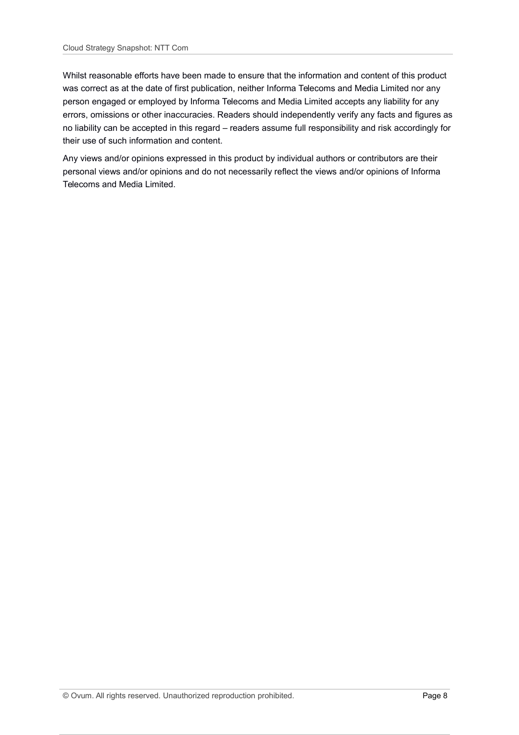Whilst reasonable efforts have been made to ensure that the information and content of this product was correct as at the date of first publication, neither Informa Telecoms and Media Limited nor any person engaged or employed by Informa Telecoms and Media Limited accepts any liability for any errors, omissions or other inaccuracies. Readers should independently verify any facts and figures as no liability can be accepted in this regard – readers assume full responsibility and risk accordingly for their use of such information and content.

Any views and/or opinions expressed in this product by individual authors or contributors are their personal views and/or opinions and do not necessarily reflect the views and/or opinions of Informa Telecoms and Media Limited.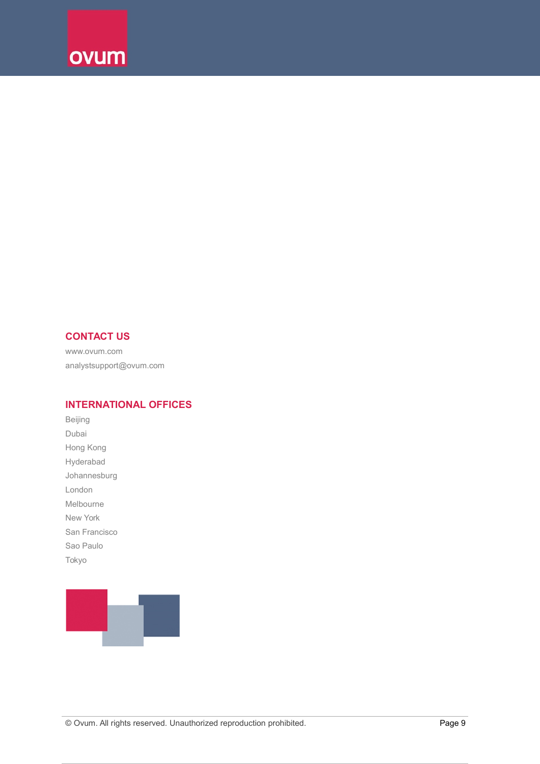## CONTACT US

www.ovum.com

analystsupport@ovum.com

## INTERNATIONAL OFFICES

Beijing

Dubai

Hong Kong

Hyderabad

Johannesburg

London

Melbourne

New York

San Francisco

Sao Paulo

Tokyo